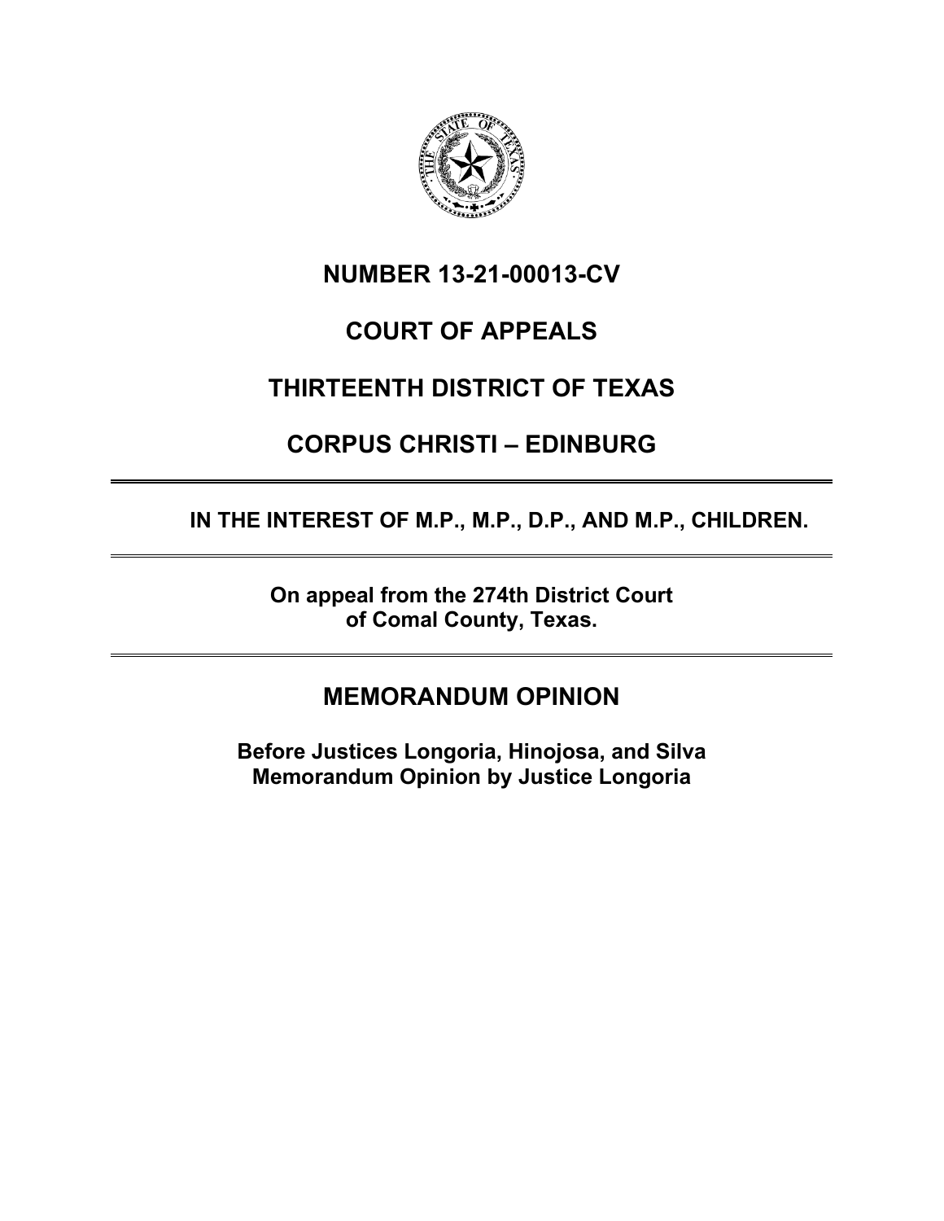# NUMBER 13-21-00013-CV

# COURT OF APPEALS

# THIRTEENTH DISTRICT OF TEXAS

# CORPUS CHRISTI – EDINBURG

---

**IN THE INTEREST OF M.P., M.P., D.P., AND M.P., CHILDREN.**

---

**On appeal from the 274th District Court of Comal County, Texas.**

---

## MEMORANDUM OPINION

**Before Justices Longoria, Hinojosa, and Silva**
**Memorandum Opinion by Justice Longoria**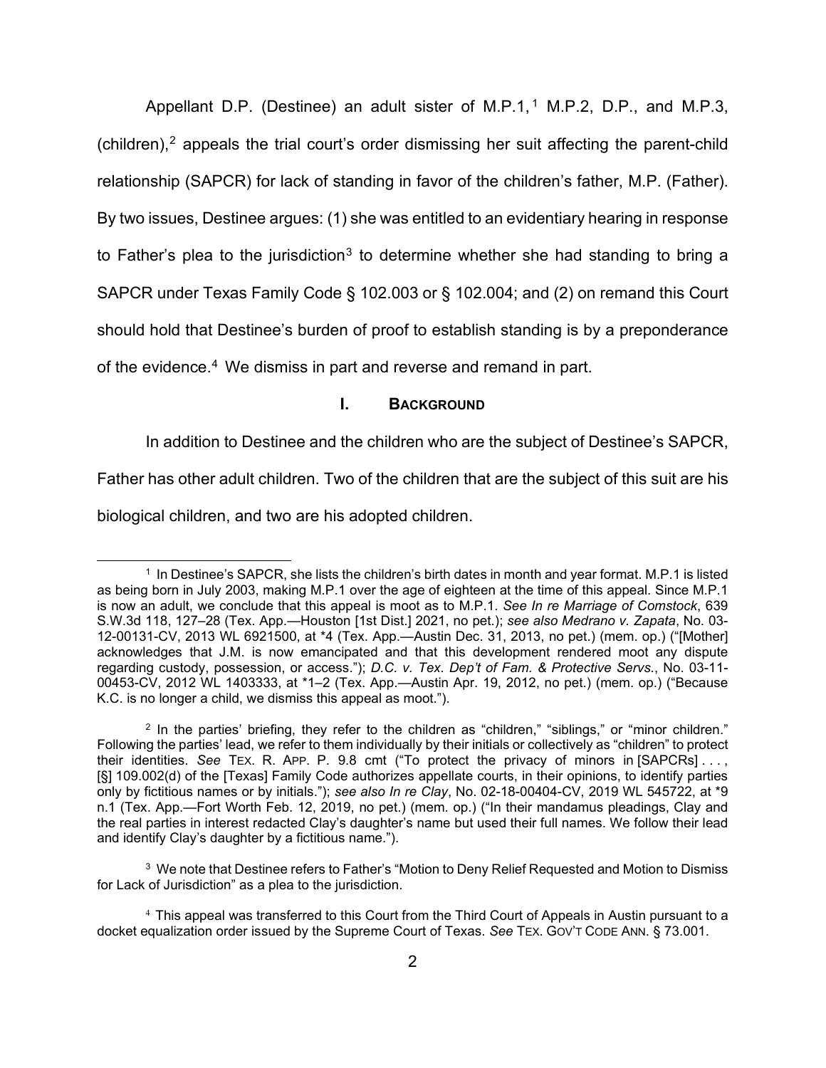Appellant D.P. (Destinee) an adult sister of M.P.1,[1] M.P.2, D.P., and M.P.3, (children),[2] appeals the trial court's order dismissing her suit affecting the parent-child relationship (SAPCR) for lack of standing in favor of the children's father, M.P. (Father). By two issues, Destinee argues: (1) she was entitled to an evidentiary hearing in response to Father's plea to the jurisdiction[3] to determine whether she had standing to bring a SAPCR under Texas Family Code § 102.003 or § 102.004; and (2) on remand this Court should hold that Destinee's burden of proof to establish standing is by a preponderance of the evidence.[4] We dismiss in part and reverse and remand in part.

## I. BACKGROUND

In addition to Destinee and the children who are the subject of Destinee's SAPCR, Father has other adult children. Two of the children that are the subject of this suit are his biological children, and two are his adopted children.

---

[1] In Destinee's SAPCR, she lists the children's birth dates in month and year format. M.P.1 is listed as being born in July 2003, making M.P.1 over the age of eighteen at the time of this appeal. Since M.P.1 is now an adult, we conclude that this appeal is moot as to M.P.1. *See In re Marriage of Comstock*, 639 S.W.3d 118, 127–28 (Tex. App.—Houston [1st Dist.] 2021, no pet.); *see also Medrano v. Zapata*, No. 03-12-00131-CV, 2013 WL 6921500, at *4 (Tex. App.—Austin Dec. 31, 2013, no pet.) (mem. op.) ("[Mother] acknowledges that J.M. is now emancipated and that this development rendered moot any dispute regarding custody, possession, or access."); *D.C. v. Tex. Dep't of Fam. & Protective Servs.*, No. 03-11-00453-CV, 2012 WL 1403333, at *1–2 (Tex. App.—Austin Apr. 19, 2012, no pet.) (mem. op.) ("Because K.C. is no longer a child, we dismiss this appeal as moot.").

[2] In the parties' briefing, they refer to the children as "children," "siblings," or "minor children." Following the parties' lead, we refer to them individually by their initials or collectively as "children" to protect their identities. *See* TEX. R. APP. P. 9.8 cmt ("To protect the privacy of minors in [SAPCRs] . . . , [§] 109.002(d) of the [Texas] Family Code authorizes appellate courts, in their opinions, to identify parties only by fictitious names or by initials."); *see also In re Clay*, No. 02-18-00404-CV, 2019 WL 545722, at *9 n.1 (Tex. App.—Fort Worth Feb. 12, 2019, no pet.) (mem. op.) ("In their mandamus pleadings, Clay and the real parties in interest redacted Clay's daughter's name but used their full names. We follow their lead and identify Clay's daughter by a fictitious name.").

[3] We note that Destinee refers to Father's "Motion to Deny Relief Requested and Motion to Dismiss for Lack of Jurisdiction" as a plea to the jurisdiction.

[4] This appeal was transferred to this Court from the Third Court of Appeals in Austin pursuant to a docket equalization order issued by the Supreme Court of Texas. *See* TEX. GOV'T CODE ANN. § 73.001.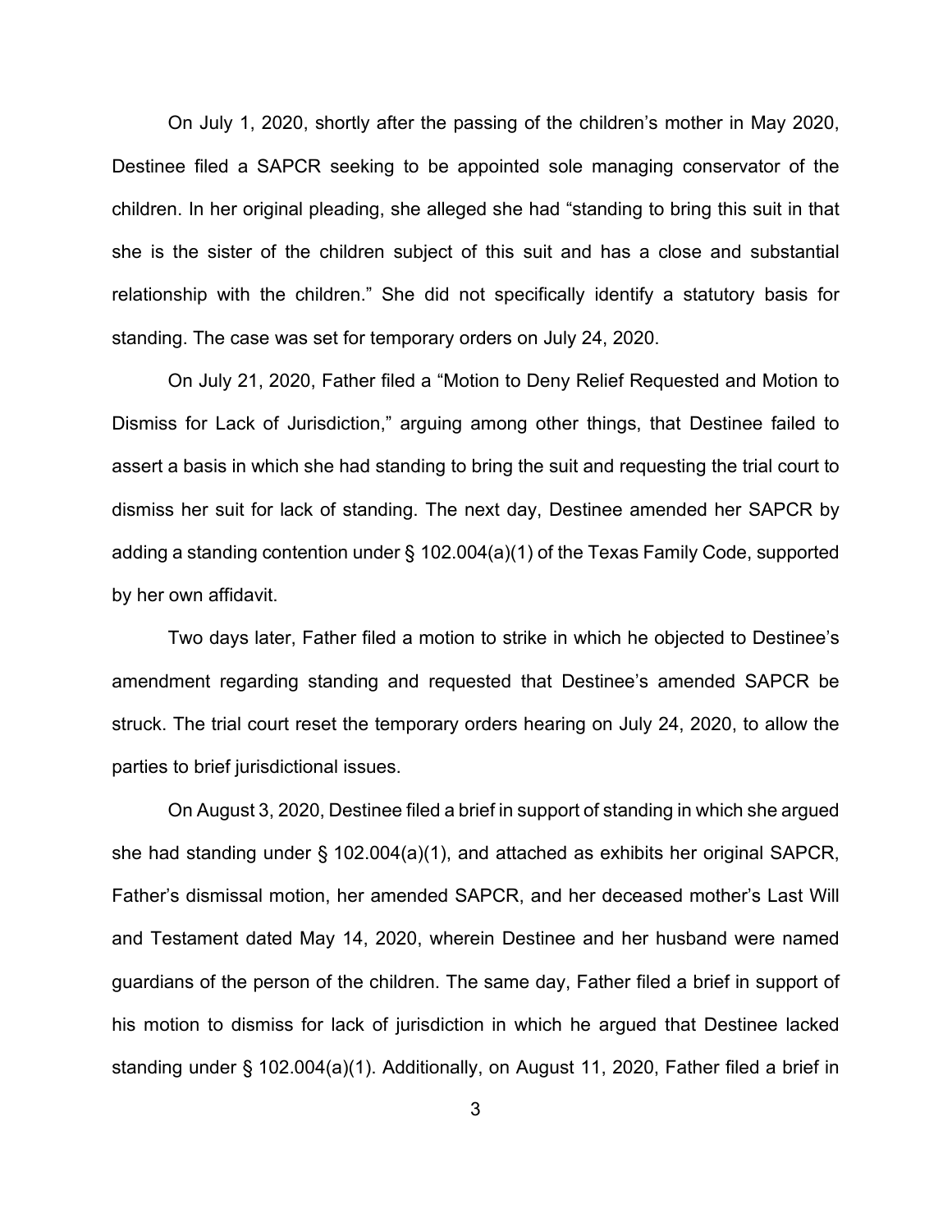On July 1, 2020, shortly after the passing of the children's mother in May 2020, Destinee filed a SAPCR seeking to be appointed sole managing conservator of the children. In her original pleading, she alleged she had "standing to bring this suit in that she is the sister of the children subject of this suit and has a close and substantial relationship with the children." She did not specifically identify a statutory basis for standing. The case was set for temporary orders on July 24, 2020.

On July 21, 2020, Father filed a "Motion to Deny Relief Requested and Motion to Dismiss for Lack of Jurisdiction," arguing among other things, that Destinee failed to assert a basis in which she had standing to bring the suit and requesting the trial court to dismiss her suit for lack of standing. The next day, Destinee amended her SAPCR by adding a standing contention under § 102.004(a)(1) of the Texas Family Code, supported by her own affidavit.

Two days later, Father filed a motion to strike in which he objected to Destinee's amendment regarding standing and requested that Destinee's amended SAPCR be struck. The trial court reset the temporary orders hearing on July 24, 2020, to allow the parties to brief jurisdictional issues.

On August 3, 2020, Destinee filed a brief in support of standing in which she argued she had standing under § 102.004(a)(1), and attached as exhibits her original SAPCR, Father's dismissal motion, her amended SAPCR, and her deceased mother's Last Will and Testament dated May 14, 2020, wherein Destinee and her husband were named guardians of the person of the children. The same day, Father filed a brief in support of his motion to dismiss for lack of jurisdiction in which he argued that Destinee lacked standing under § 102.004(a)(1). Additionally, on August 11, 2020, Father filed a brief in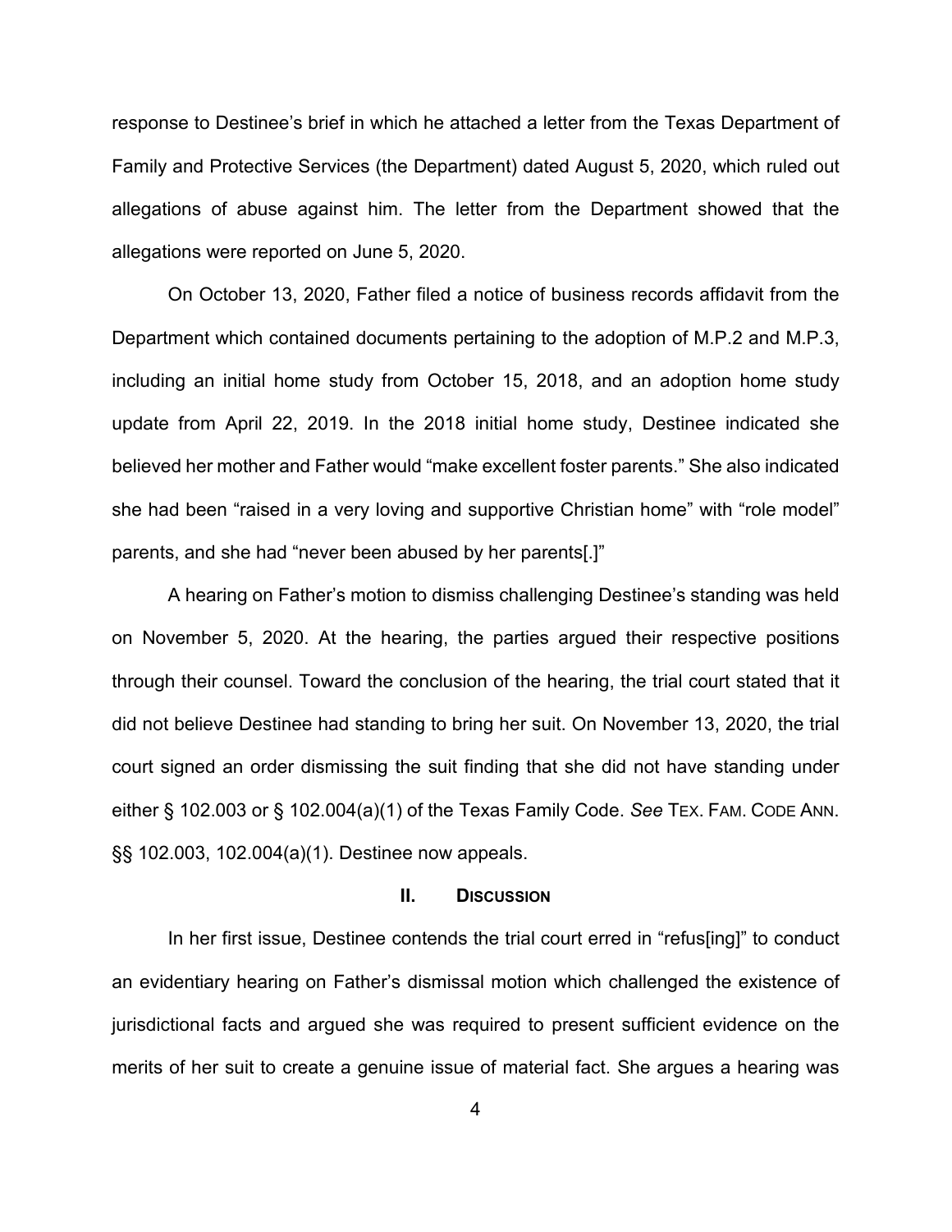response to Destinee's brief in which he attached a letter from the Texas Department of Family and Protective Services (the Department) dated August 5, 2020, which ruled out allegations of abuse against him. The letter from the Department showed that the allegations were reported on June 5, 2020.

On October 13, 2020, Father filed a notice of business records affidavit from the Department which contained documents pertaining to the adoption of M.P.2 and M.P.3, including an initial home study from October 15, 2018, and an adoption home study update from April 22, 2019. In the 2018 initial home study, Destinee indicated she believed her mother and Father would "make excellent foster parents." She also indicated she had been "raised in a very loving and supportive Christian home" with "role model" parents, and she had "never been abused by her parents[.]"

A hearing on Father's motion to dismiss challenging Destinee's standing was held on November 5, 2020. At the hearing, the parties argued their respective positions through their counsel. Toward the conclusion of the hearing, the trial court stated that it did not believe Destinee had standing to bring her suit. On November 13, 2020, the trial court signed an order dismissing the suit finding that she did not have standing under either § 102.003 or § 102.004(a)(1) of the Texas Family Code. *See* TEX. FAM. CODE ANN. §§ 102.003, 102.004(a)(1). Destinee now appeals.

## II. Discussion

In her first issue, Destinee contends the trial court erred in "refus[ing]" to conduct an evidentiary hearing on Father's dismissal motion which challenged the existence of jurisdictional facts and argued she was required to present sufficient evidence on the merits of her suit to create a genuine issue of material fact. She argues a hearing was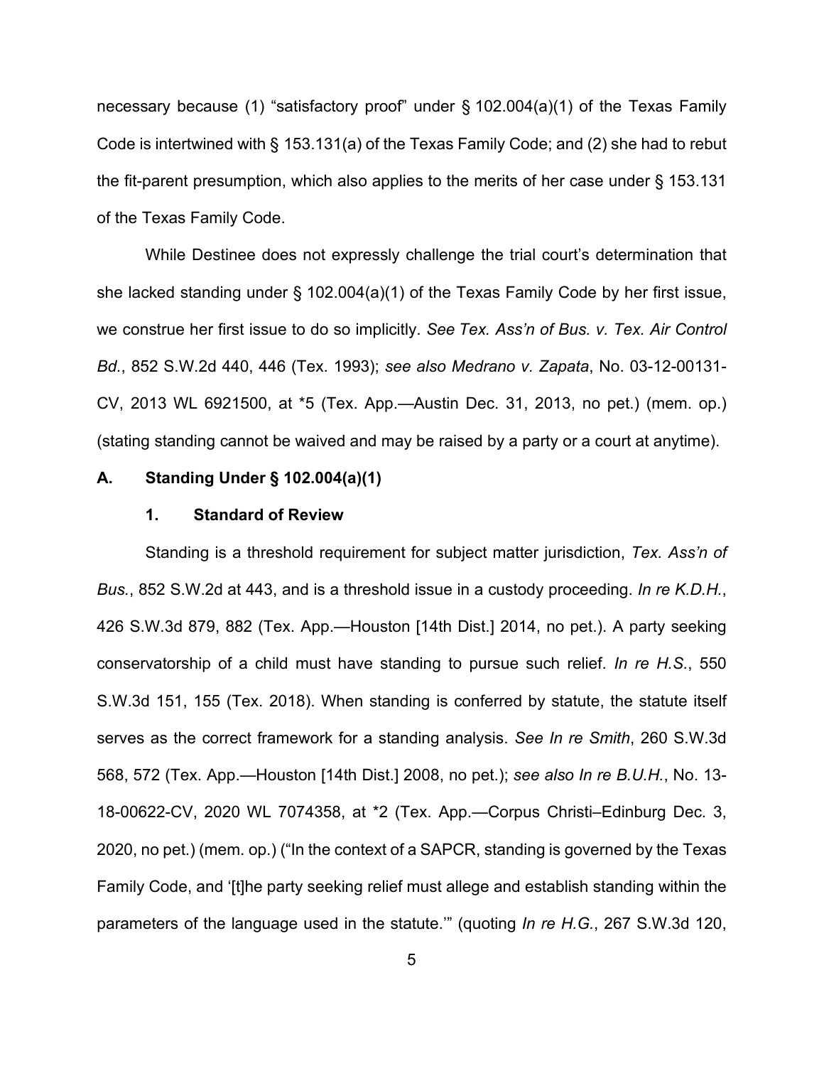necessary because (1) "satisfactory proof" under § 102.004(a)(1) of the Texas Family Code is intertwined with § 153.131(a) of the Texas Family Code; and (2) she had to rebut the fit-parent presumption, which also applies to the merits of her case under § 153.131 of the Texas Family Code.

While Destinee does not expressly challenge the trial court's determination that she lacked standing under § 102.004(a)(1) of the Texas Family Code by her first issue, we construe her first issue to do so implicitly. *See Tex. Ass'n of Bus. v. Tex. Air Control Bd.*, 852 S.W.2d 440, 446 (Tex. 1993); *see also Medrano v. Zapata*, No. 03-12-00131-CV, 2013 WL 6921500, at *5 (Tex. App.—Austin Dec. 31, 2013, no pet.) (mem. op.) (stating standing cannot be waived and may be raised by a party or a court at anytime).

### A. Standing Under § 102.004(a)(1)

#### 1. Standard of Review

Standing is a threshold requirement for subject matter jurisdiction, *Tex. Ass'n of Bus.*, 852 S.W.2d at 443, and is a threshold issue in a custody proceeding. *In re K.D.H.*, 426 S.W.3d 879, 882 (Tex. App.—Houston [14th Dist.] 2014, no pet.). A party seeking conservatorship of a child must have standing to pursue such relief. *In re H.S.*, 550 S.W.3d 151, 155 (Tex. 2018). When standing is conferred by statute, the statute itself serves as the correct framework for a standing analysis. *See In re Smith*, 260 S.W.3d 568, 572 (Tex. App.—Houston [14th Dist.] 2008, no pet.); *see also In re B.U.H.*, No. 13-18-00622-CV, 2020 WL 7074358, at *2 (Tex. App.—Corpus Christi–Edinburg Dec. 3, 2020, no pet.) (mem. op.) ("In the context of a SAPCR, standing is governed by the Texas Family Code, and '[t]he party seeking relief must allege and establish standing within the parameters of the language used in the statute.'" (quoting *In re H.G.*, 267 S.W.3d 120,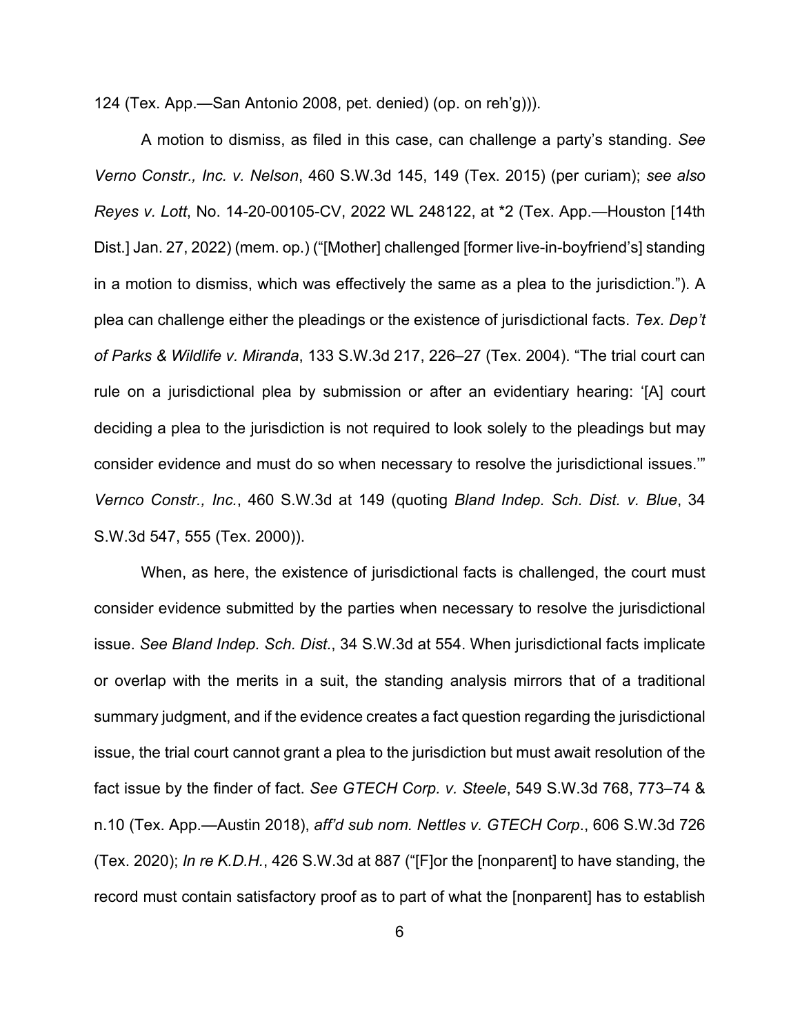124 (Tex. App.—San Antonio 2008, pet. denied) (op. on reh'g))).

A motion to dismiss, as filed in this case, can challenge a party's standing. *See Verno Constr., Inc. v. Nelson*, 460 S.W.3d 145, 149 (Tex. 2015) (per curiam); *see also Reyes v. Lott*, No. 14-20-00105-CV, 2022 WL 248122, at *2 (Tex. App.—Houston [14th Dist.] Jan. 27, 2022) (mem. op.) ("[Mother] challenged [former live-in-boyfriend's] standing in a motion to dismiss, which was effectively the same as a plea to the jurisdiction."). A plea can challenge either the pleadings or the existence of jurisdictional facts. *Tex. Dep't of Parks & Wildlife v. Miranda*, 133 S.W.3d 217, 226–27 (Tex. 2004). "The trial court can rule on a jurisdictional plea by submission or after an evidentiary hearing: '[A] court deciding a plea to the jurisdiction is not required to look solely to the pleadings but may consider evidence and must do so when necessary to resolve the jurisdictional issues.'" *Vernco Constr., Inc.*, 460 S.W.3d at 149 (quoting *Bland Indep. Sch. Dist. v. Blue*, 34 S.W.3d 547, 555 (Tex. 2000)).

When, as here, the existence of jurisdictional facts is challenged, the court must consider evidence submitted by the parties when necessary to resolve the jurisdictional issue. *See Bland Indep. Sch. Dist.*, 34 S.W.3d at 554. When jurisdictional facts implicate or overlap with the merits in a suit, the standing analysis mirrors that of a traditional summary judgment, and if the evidence creates a fact question regarding the jurisdictional issue, the trial court cannot grant a plea to the jurisdiction but must await resolution of the fact issue by the finder of fact. *See GTECH Corp. v. Steele*, 549 S.W.3d 768, 773–74 & n.10 (Tex. App.—Austin 2018), *aff'd sub nom. Nettles v. GTECH Corp.*, 606 S.W.3d 726 (Tex. 2020); *In re K.D.H.*, 426 S.W.3d at 887 ("[F]or the [nonparent] to have standing, the record must contain satisfactory proof as to part of what the [nonparent] has to establish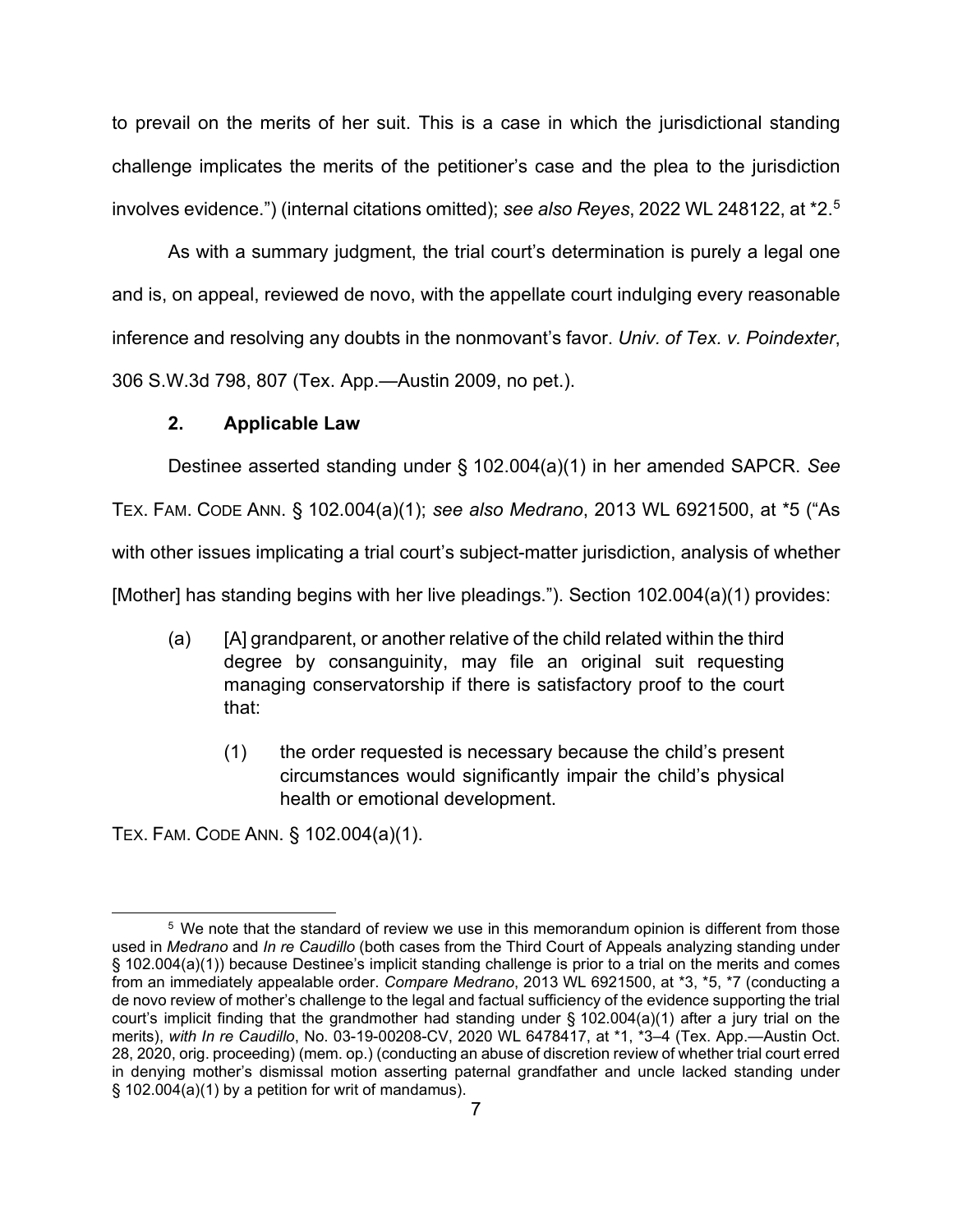to prevail on the merits of her suit. This is a case in which the jurisdictional standing challenge implicates the merits of the petitioner's case and the plea to the jurisdiction involves evidence.") (internal citations omitted); *see also Reyes*, 2022 WL 248122, at *2.[5]

As with a summary judgment, the trial court's determination is purely a legal one and is, on appeal, reviewed de novo, with the appellate court indulging every reasonable inference and resolving any doubts in the nonmovant's favor. *Univ. of Tex. v. Poindexter*, 306 S.W.3d 798, 807 (Tex. App.—Austin 2009, no pet.).

### 2. Applicable Law

Destinee asserted standing under § 102.004(a)(1) in her amended SAPCR. *See* TEX. FAM. CODE ANN. § 102.004(a)(1); *see also Medrano*, 2013 WL 6921500, at *5 ("As with other issues implicating a trial court's subject-matter jurisdiction, analysis of whether [Mother] has standing begins with her live pleadings."). Section 102.004(a)(1) provides:

> (a) [A] grandparent, or another relative of the child related within the third degree by consanguinity, may file an original suit requesting managing conservatorship if there is satisfactory proof to the court that:
>
> (1) the order requested is necessary because the child's present circumstances would significantly impair the child's physical health or emotional development.

TEX. FAM. CODE ANN. § 102.004(a)(1).

---

[5] We note that the standard of review we use in this memorandum opinion is different from those used in *Medrano* and *In re Caudillo* (both cases from the Third Court of Appeals analyzing standing under § 102.004(a)(1)) because Destinee's implicit standing challenge is prior to a trial on the merits and comes from an immediately appealable order. *Compare Medrano*, 2013 WL 6921500, at *3, *5, *7 (conducting a de novo review of mother's challenge to the legal and factual sufficiency of the evidence supporting the trial court's implicit finding that the grandmother had standing under § 102.004(a)(1) after a jury trial on the merits), *with In re Caudillo*, No. 03-19-00208-CV, 2020 WL 6478417, at *1, *3–4 (Tex. App.—Austin Oct. 28, 2020, orig. proceeding) (mem. op.) (conducting an abuse of discretion review of whether trial court erred in denying mother's dismissal motion asserting paternal grandfather and uncle lacked standing under § 102.004(a)(1) by a petition for writ of mandamus).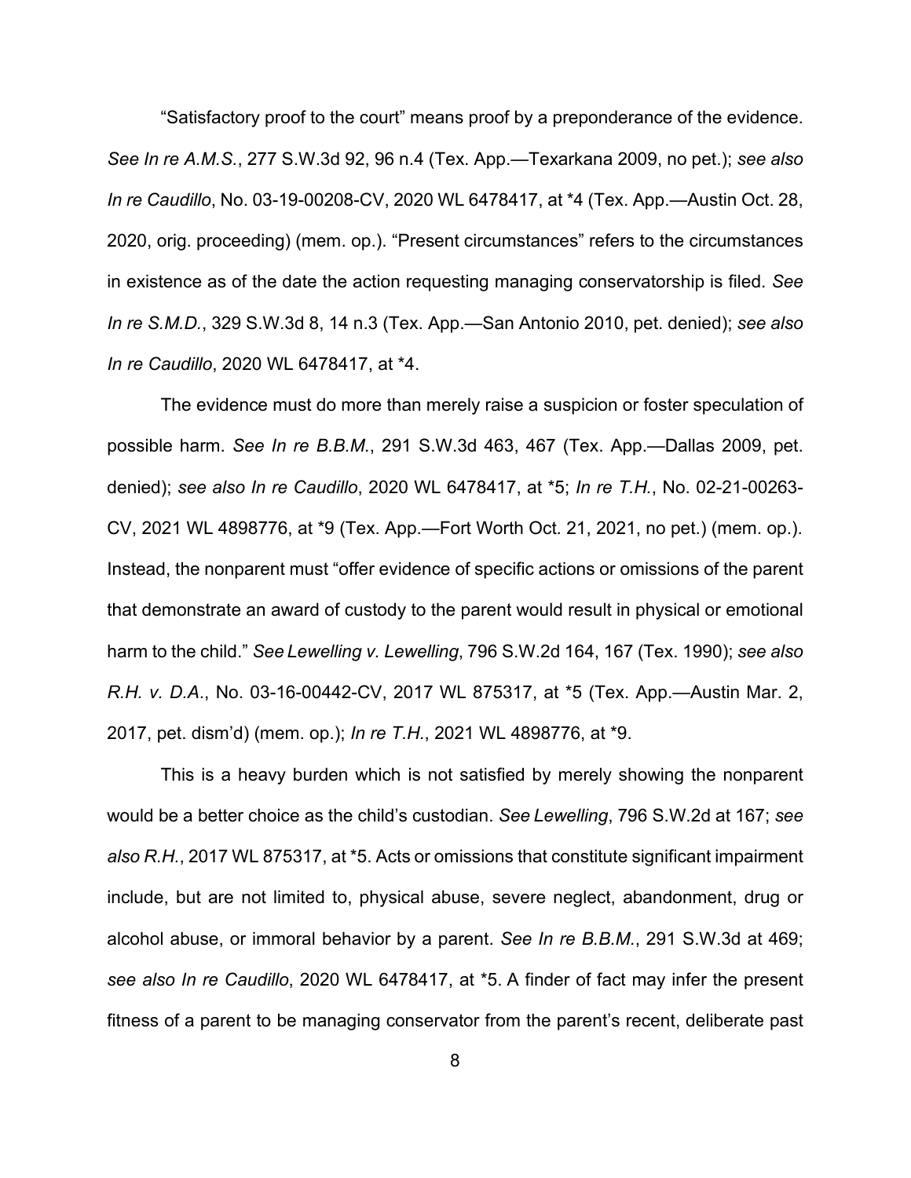"Satisfactory proof to the court" means proof by a preponderance of the evidence. *See In re A.M.S.*, 277 S.W.3d 92, 96 n.4 (Tex. App.—Texarkana 2009, no pet.); *see also In re Caudillo*, No. 03-19-00208-CV, 2020 WL 6478417, at *4 (Tex. App.—Austin Oct. 28, 2020, orig. proceeding) (mem. op.). "Present circumstances" refers to the circumstances in existence as of the date the action requesting managing conservatorship is filed. *See In re S.M.D.*, 329 S.W.3d 8, 14 n.3 (Tex. App.—San Antonio 2010, pet. denied); *see also In re Caudillo*, 2020 WL 6478417, at *4.

The evidence must do more than merely raise a suspicion or foster speculation of possible harm. *See In re B.B.M.*, 291 S.W.3d 463, 467 (Tex. App.—Dallas 2009, pet. denied); *see also In re Caudillo*, 2020 WL 6478417, at *5; *In re T.H.*, No. 02-21-00263-CV, 2021 WL 4898776, at *9 (Tex. App.—Fort Worth Oct. 21, 2021, no pet.) (mem. op.). Instead, the nonparent must "offer evidence of specific actions or omissions of the parent that demonstrate an award of custody to the parent would result in physical or emotional harm to the child." *See Lewelling v. Lewelling*, 796 S.W.2d 164, 167 (Tex. 1990); *see also R.H. v. D.A.*, No. 03-16-00442-CV, 2017 WL 875317, at *5 (Tex. App.—Austin Mar. 2, 2017, pet. dism'd) (mem. op.); *In re T.H.*, 2021 WL 4898776, at *9.

This is a heavy burden which is not satisfied by merely showing the nonparent would be a better choice as the child's custodian. *See Lewelling*, 796 S.W.2d at 167; *see also R.H.*, 2017 WL 875317, at *5. Acts or omissions that constitute significant impairment include, but are not limited to, physical abuse, severe neglect, abandonment, drug or alcohol abuse, or immoral behavior by a parent. *See In re B.B.M.*, 291 S.W.3d at 469; *see also In re Caudillo*, 2020 WL 6478417, at *5. A finder of fact may infer the present fitness of a parent to be managing conservator from the parent's recent, deliberate past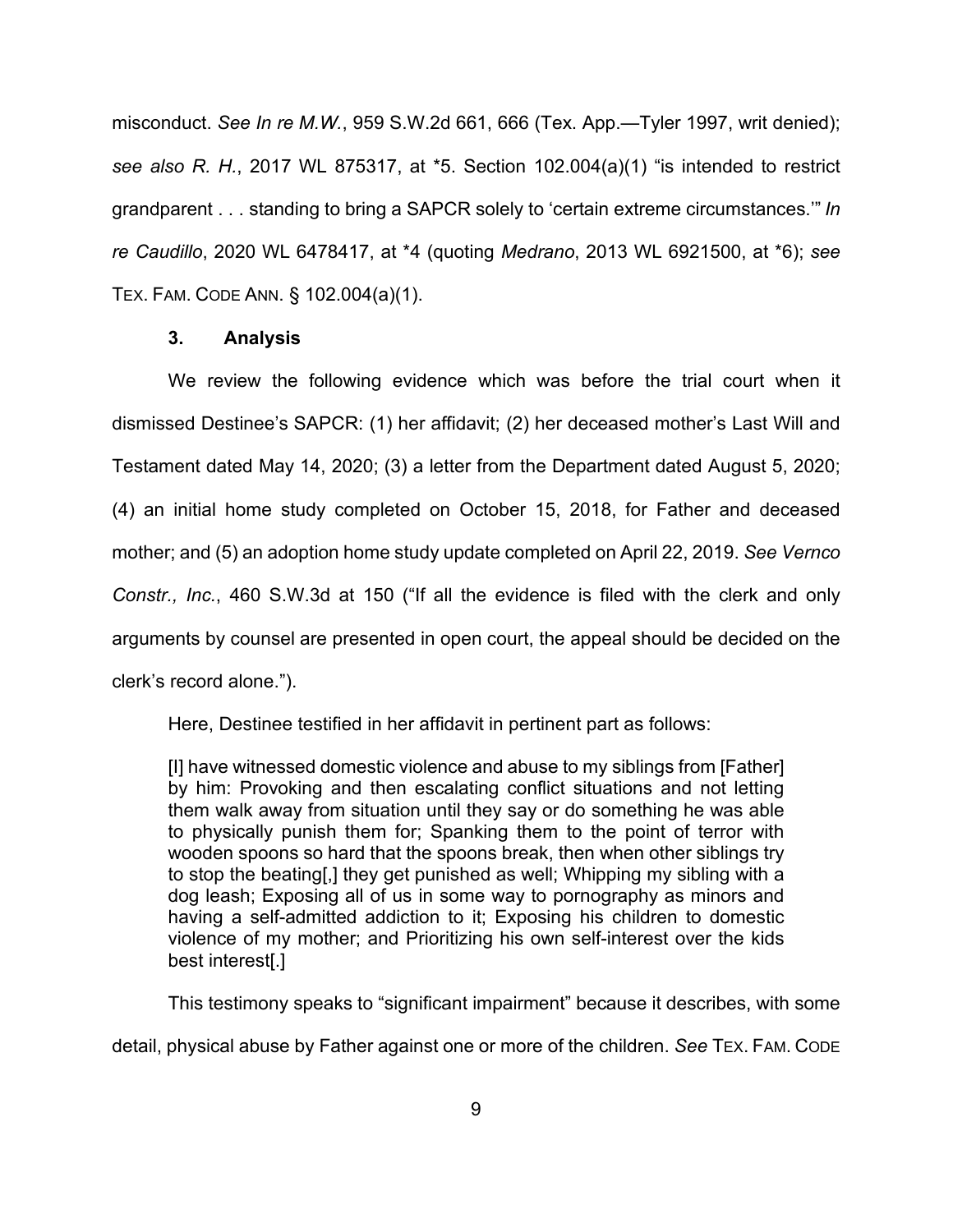misconduct. *See In re M.W.*, 959 S.W.2d 661, 666 (Tex. App.—Tyler 1997, writ denied); *see also R. H.*, 2017 WL 875317, at *5. Section 102.004(a)(1) "is intended to restrict grandparent . . . standing to bring a SAPCR solely to 'certain extreme circumstances.'" *In re Caudillo*, 2020 WL 6478417, at *4 (quoting *Medrano*, 2013 WL 6921500, at *6); *see* TEX. FAM. CODE ANN. § 102.004(a)(1).

### 3. Analysis

We review the following evidence which was before the trial court when it dismissed Destinee's SAPCR: (1) her affidavit; (2) her deceased mother's Last Will and Testament dated May 14, 2020; (3) a letter from the Department dated August 5, 2020; (4) an initial home study completed on October 15, 2018, for Father and deceased mother; and (5) an adoption home study update completed on April 22, 2019. *See Vernco Constr., Inc.*, 460 S.W.3d at 150 ("If all the evidence is filed with the clerk and only arguments by counsel are presented in open court, the appeal should be decided on the clerk's record alone.").

Here, Destinee testified in her affidavit in pertinent part as follows:

> [I] have witnessed domestic violence and abuse to my siblings from [Father] by him: Provoking and then escalating conflict situations and not letting them walk away from situation until they say or do something he was able to physically punish them for; Spanking them to the point of terror with wooden spoons so hard that the spoons break, then when other siblings try to stop the beating[,] they get punished as well; Whipping my sibling with a dog leash; Exposing all of us in some way to pornography as minors and having a self-admitted addiction to it; Exposing his children to domestic violence of my mother; and Prioritizing his own self-interest over the kids best interest[.]

This testimony speaks to "significant impairment" because it describes, with some detail, physical abuse by Father against one or more of the children. *See* TEX. FAM. CODE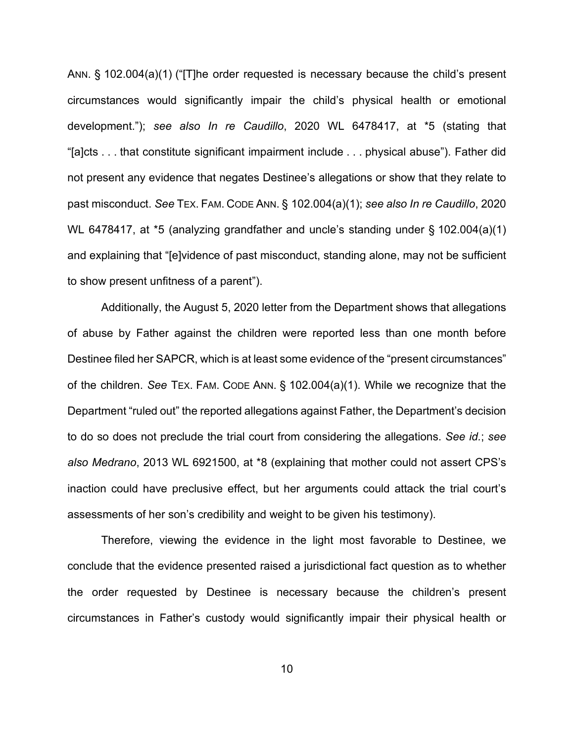ANN. § 102.004(a)(1) ("[T]he order requested is necessary because the child's present circumstances would significantly impair the child's physical health or emotional development."); *see also In re Caudillo*, 2020 WL 6478417, at *5 (stating that "[a]cts . . . that constitute significant impairment include . . . physical abuse"). Father did not present any evidence that negates Destinee's allegations or show that they relate to past misconduct. *See* TEX. FAM. CODE ANN. § 102.004(a)(1); *see also In re Caudillo*, 2020 WL 6478417, at *5 (analyzing grandfather and uncle's standing under § 102.004(a)(1) and explaining that "[e]vidence of past misconduct, standing alone, may not be sufficient to show present unfitness of a parent").

Additionally, the August 5, 2020 letter from the Department shows that allegations of abuse by Father against the children were reported less than one month before Destinee filed her SAPCR, which is at least some evidence of the "present circumstances" of the children. *See* TEX. FAM. CODE ANN. § 102.004(a)(1). While we recognize that the Department "ruled out" the reported allegations against Father, the Department's decision to do so does not preclude the trial court from considering the allegations. *See id.*; *see also Medrano*, 2013 WL 6921500, at *8 (explaining that mother could not assert CPS's inaction could have preclusive effect, but her arguments could attack the trial court's assessments of her son's credibility and weight to be given his testimony).

Therefore, viewing the evidence in the light most favorable to Destinee, we conclude that the evidence presented raised a jurisdictional fact question as to whether the order requested by Destinee is necessary because the children's present circumstances in Father's custody would significantly impair their physical health or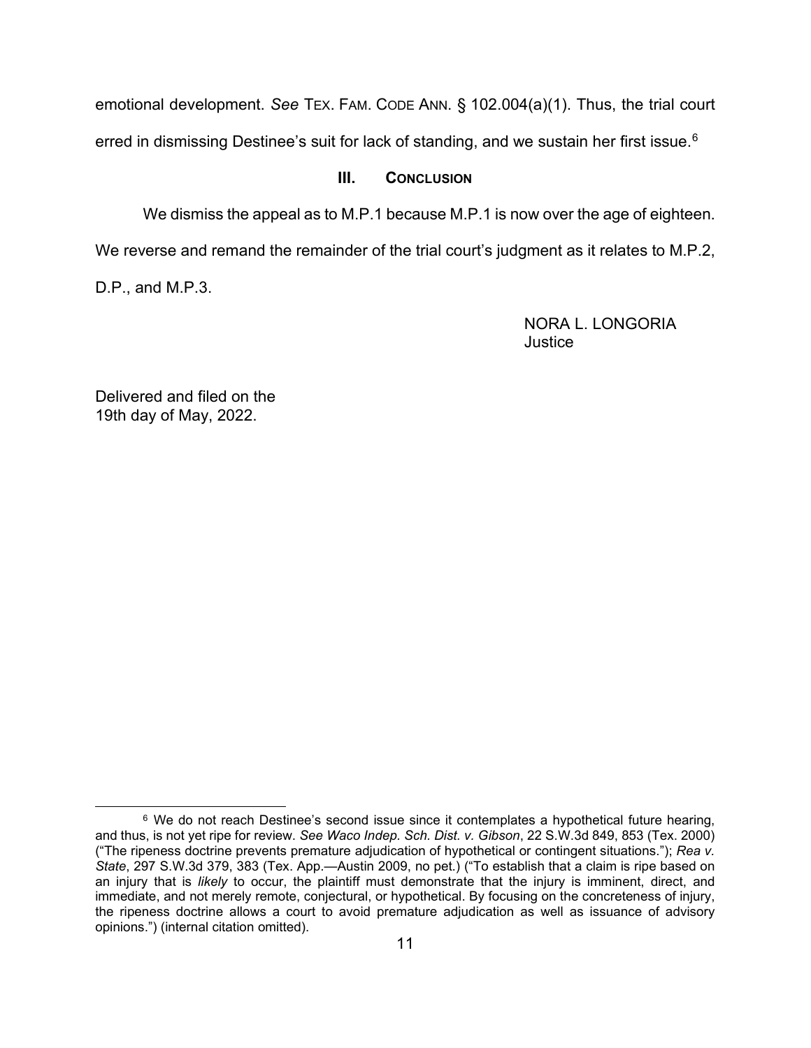emotional development. *See* TEX. FAM. CODE ANN. § 102.004(a)(1). Thus, the trial court erred in dismissing Destinee's suit for lack of standing, and we sustain her first issue.[6]

## III. CONCLUSION

We dismiss the appeal as to M.P.1 because M.P.1 is now over the age of eighteen. We reverse and remand the remainder of the trial court's judgment as it relates to M.P.2, D.P., and M.P.3.

NORA L. LONGORIA
Justice

Delivered and filed on the
19th day of May, 2022.

---

[6] We do not reach Destinee's second issue since it contemplates a hypothetical future hearing, and thus, is not yet ripe for review. *See Waco Indep. Sch. Dist. v. Gibson*, 22 S.W.3d 849, 853 (Tex. 2000) ("The ripeness doctrine prevents premature adjudication of hypothetical or contingent situations."); *Rea v. State*, 297 S.W.3d 379, 383 (Tex. App.—Austin 2009, no pet.) ("To establish that a claim is ripe based on an injury that is *likely* to occur, the plaintiff must demonstrate that the injury is imminent, direct, and immediate, and not merely remote, conjectural, or hypothetical. By focusing on the concreteness of injury, the ripeness doctrine allows a court to avoid premature adjudication as well as issuance of advisory opinions.") (internal citation omitted).